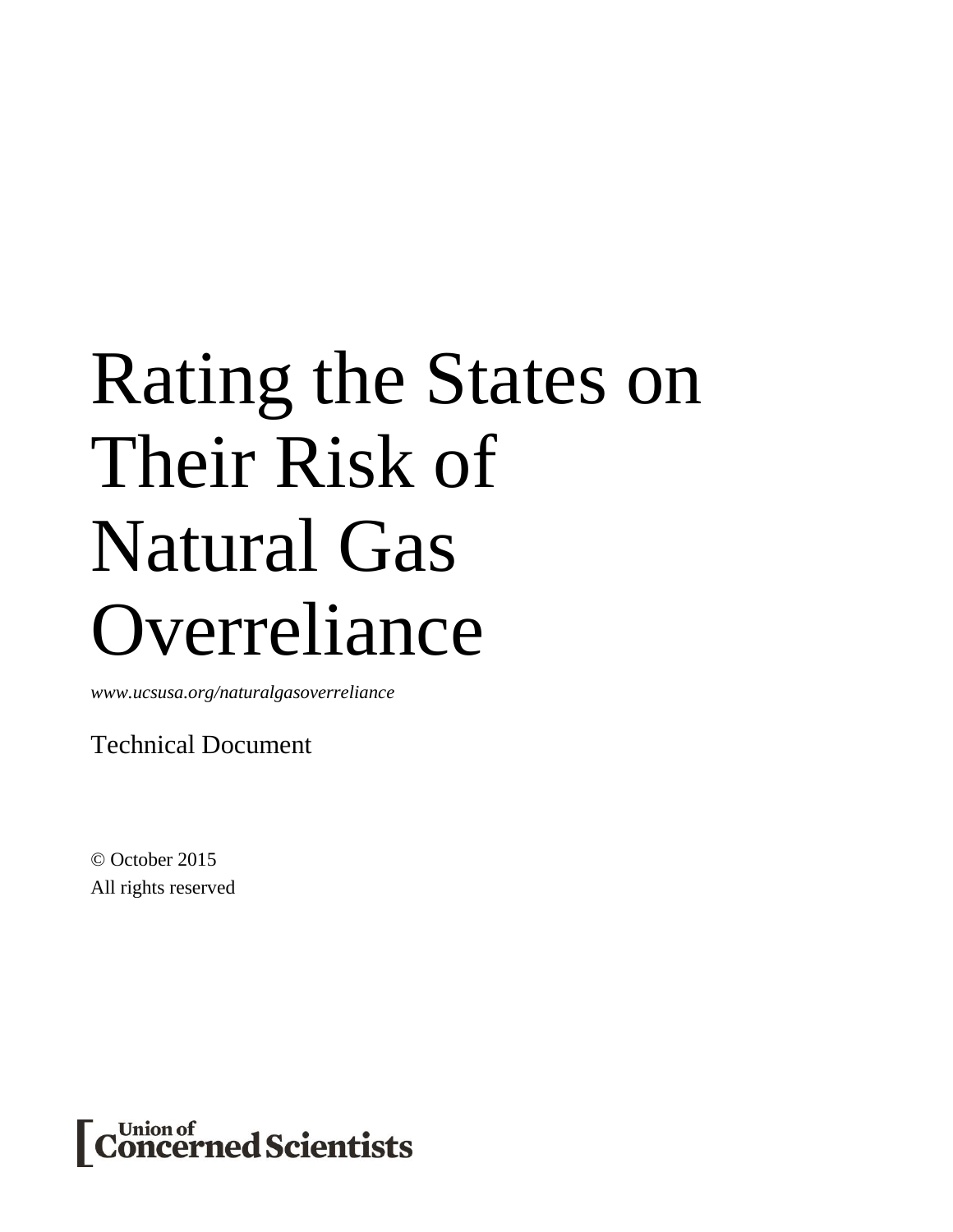# Rating the States on Their Risk of Natural Gas Overreliance

*www.ucsusa.org/naturalgasoverreliance*

Technical Document

© October 2015
All rights reserved

Union of Concerned Scientists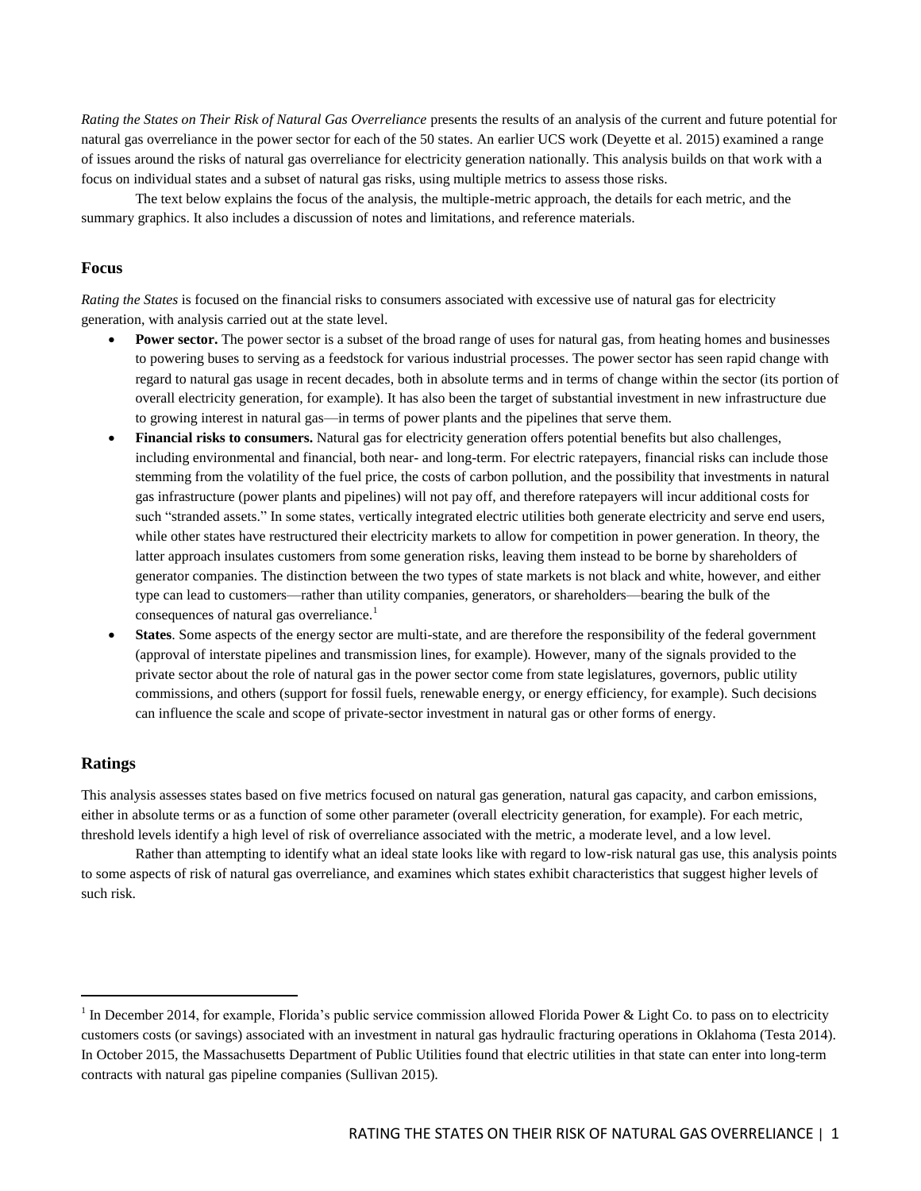*Rating the States on Their Risk of Natural Gas Overreliance* presents the results of an analysis of the current and future potential for natural gas overreliance in the power sector for each of the 50 states. An earlier UCS work (Deyette et al. 2015) examined a range of issues around the risks of natural gas overreliance for electricity generation nationally. This analysis builds on that work with a focus on individual states and a subset of natural gas risks, using multiple metrics to assess those risks.

The text below explains the focus of the analysis, the multiple-metric approach, the details for each metric, and the summary graphics. It also includes a discussion of notes and limitations, and reference materials.

## Focus

*Rating the States* is focused on the financial risks to consumers associated with excessive use of natural gas for electricity generation, with analysis carried out at the state level.

- **Power sector.** The power sector is a subset of the broad range of uses for natural gas, from heating homes and businesses to powering buses to serving as a feedstock for various industrial processes. The power sector has seen rapid change with regard to natural gas usage in recent decades, both in absolute terms and in terms of change within the sector (its portion of overall electricity generation, for example). It has also been the target of substantial investment in new infrastructure due to growing interest in natural gas—in terms of power plants and the pipelines that serve them.
- **Financial risks to consumers.** Natural gas for electricity generation offers potential benefits but also challenges, including environmental and financial, both near- and long-term. For electric ratepayers, financial risks can include those stemming from the volatility of the fuel price, the costs of carbon pollution, and the possibility that investments in natural gas infrastructure (power plants and pipelines) will not pay off, and therefore ratepayers will incur additional costs for such "stranded assets." In some states, vertically integrated electric utilities both generate electricity and serve end users, while other states have restructured their electricity markets to allow for competition in power generation. In theory, the latter approach insulates customers from some generation risks, leaving them instead to be borne by shareholders of generator companies. The distinction between the two types of state markets is not black and white, however, and either type can lead to customers—rather than utility companies, generators, or shareholders—bearing the bulk of the consequences of natural gas overreliance.[1]
- **States**. Some aspects of the energy sector are multi-state, and are therefore the responsibility of the federal government (approval of interstate pipelines and transmission lines, for example). However, many of the signals provided to the private sector about the role of natural gas in the power sector come from state legislatures, governors, public utility commissions, and others (support for fossil fuels, renewable energy, or energy efficiency, for example). Such decisions can influence the scale and scope of private-sector investment in natural gas or other forms of energy.

## Ratings

This analysis assesses states based on five metrics focused on natural gas generation, natural gas capacity, and carbon emissions, either in absolute terms or as a function of some other parameter (overall electricity generation, for example). For each metric, threshold levels identify a high level of risk of overreliance associated with the metric, a moderate level, and a low level.

Rather than attempting to identify what an ideal state looks like with regard to low-risk natural gas use, this analysis points to some aspects of risk of natural gas overreliance, and examines which states exhibit characteristics that suggest higher levels of such risk.

---

[1] In December 2014, for example, Florida's public service commission allowed Florida Power & Light Co. to pass on to electricity customers costs (or savings) associated with an investment in natural gas hydraulic fracturing operations in Oklahoma (Testa 2014). In October 2015, the Massachusetts Department of Public Utilities found that electric utilities in that state can enter into long-term contracts with natural gas pipeline companies (Sullivan 2015).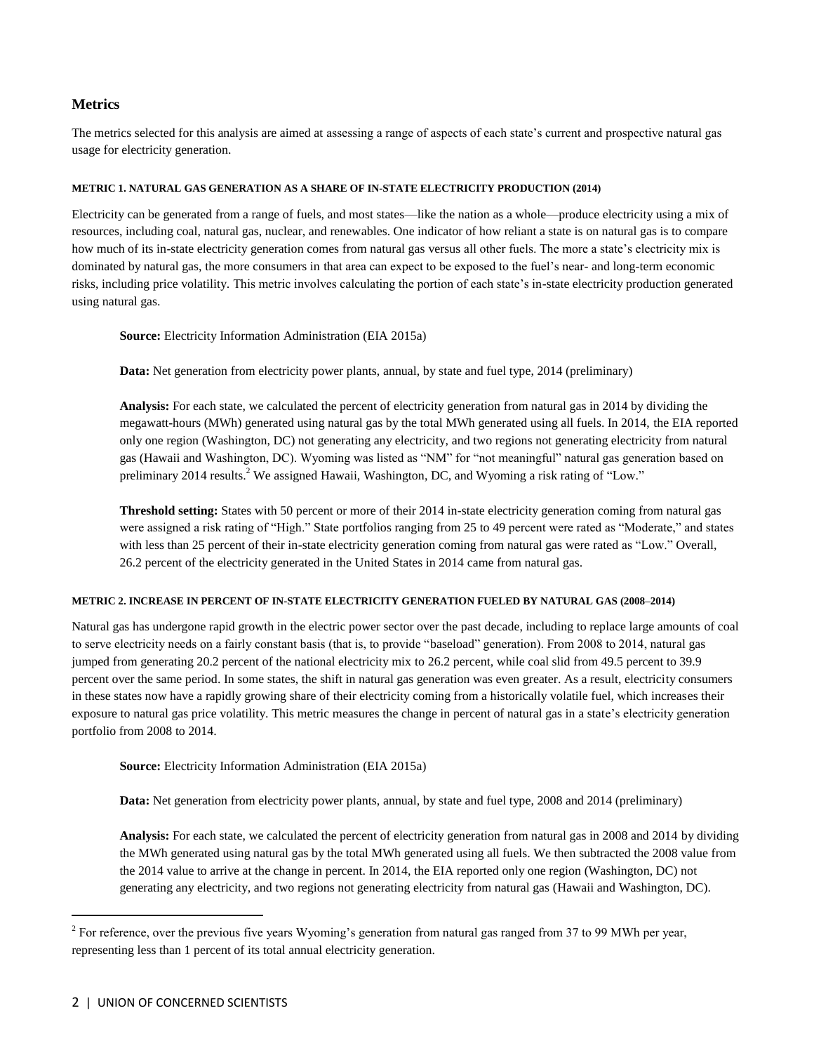## Metrics

The metrics selected for this analysis are aimed at assessing a range of aspects of each state's current and prospective natural gas usage for electricity generation.

#### METRIC 1. NATURAL GAS GENERATION AS A SHARE OF IN-STATE ELECTRICITY PRODUCTION (2014)

Electricity can be generated from a range of fuels, and most states—like the nation as a whole—produce electricity using a mix of resources, including coal, natural gas, nuclear, and renewables. One indicator of how reliant a state is on natural gas is to compare how much of its in-state electricity generation comes from natural gas versus all other fuels. The more a state's electricity mix is dominated by natural gas, the more consumers in that area can expect to be exposed to the fuel's near- and long-term economic risks, including price volatility. This metric involves calculating the portion of each state's in-state electricity production generated using natural gas.

**Source:** Electricity Information Administration (EIA 2015a)

**Data:** Net generation from electricity power plants, annual, by state and fuel type, 2014 (preliminary)

**Analysis:** For each state, we calculated the percent of electricity generation from natural gas in 2014 by dividing the megawatt-hours (MWh) generated using natural gas by the total MWh generated using all fuels. In 2014, the EIA reported only one region (Washington, DC) not generating any electricity, and two regions not generating electricity from natural gas (Hawaii and Washington, DC). Wyoming was listed as "NM" for "not meaningful" natural gas generation based on preliminary 2014 results.[2] We assigned Hawaii, Washington, DC, and Wyoming a risk rating of "Low."

**Threshold setting:** States with 50 percent or more of their 2014 in-state electricity generation coming from natural gas were assigned a risk rating of "High." State portfolios ranging from 25 to 49 percent were rated as "Moderate," and states with less than 25 percent of their in-state electricity generation coming from natural gas were rated as "Low." Overall, 26.2 percent of the electricity generated in the United States in 2014 came from natural gas.

#### METRIC 2. INCREASE IN PERCENT OF IN-STATE ELECTRICITY GENERATION FUELED BY NATURAL GAS (2008–2014)

Natural gas has undergone rapid growth in the electric power sector over the past decade, including to replace large amounts of coal to serve electricity needs on a fairly constant basis (that is, to provide "baseload" generation). From 2008 to 2014, natural gas jumped from generating 20.2 percent of the national electricity mix to 26.2 percent, while coal slid from 49.5 percent to 39.9 percent over the same period. In some states, the shift in natural gas generation was even greater. As a result, electricity consumers in these states now have a rapidly growing share of their electricity coming from a historically volatile fuel, which increases their exposure to natural gas price volatility. This metric measures the change in percent of natural gas in a state's electricity generation portfolio from 2008 to 2014.

**Source:** Electricity Information Administration (EIA 2015a)

**Data:** Net generation from electricity power plants, annual, by state and fuel type, 2008 and 2014 (preliminary)

**Analysis:** For each state, we calculated the percent of electricity generation from natural gas in 2008 and 2014 by dividing the MWh generated using natural gas by the total MWh generated using all fuels. We then subtracted the 2008 value from the 2014 value to arrive at the change in percent. In 2014, the EIA reported only one region (Washington, DC) not generating any electricity, and two regions not generating electricity from natural gas (Hawaii and Washington, DC).

---

[2] For reference, over the previous five years Wyoming's generation from natural gas ranged from 37 to 99 MWh per year, representing less than 1 percent of its total annual electricity generation.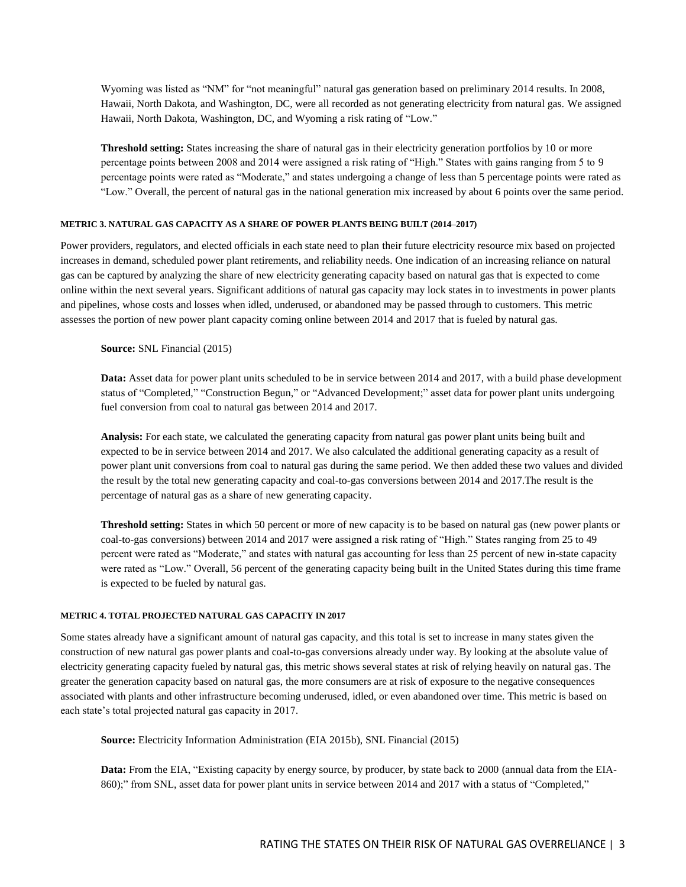Wyoming was listed as "NM" for "not meaningful" natural gas generation based on preliminary 2014 results. In 2008, Hawaii, North Dakota, and Washington, DC, were all recorded as not generating electricity from natural gas. We assigned Hawaii, North Dakota, Washington, DC, and Wyoming a risk rating of "Low."

**Threshold setting:** States increasing the share of natural gas in their electricity generation portfolios by 10 or more percentage points between 2008 and 2014 were assigned a risk rating of "High." States with gains ranging from 5 to 9 percentage points were rated as "Moderate," and states undergoing a change of less than 5 percentage points were rated as "Low." Overall, the percent of natural gas in the national generation mix increased by about 6 points over the same period.

#### METRIC 3. NATURAL GAS CAPACITY AS A SHARE OF POWER PLANTS BEING BUILT (2014–2017)

Power providers, regulators, and elected officials in each state need to plan their future electricity resource mix based on projected increases in demand, scheduled power plant retirements, and reliability needs. One indication of an increasing reliance on natural gas can be captured by analyzing the share of new electricity generating capacity based on natural gas that is expected to come online within the next several years. Significant additions of natural gas capacity may lock states in to investments in power plants and pipelines, whose costs and losses when idled, underused, or abandoned may be passed through to customers. This metric assesses the portion of new power plant capacity coming online between 2014 and 2017 that is fueled by natural gas.

**Source:** SNL Financial (2015)

**Data:** Asset data for power plant units scheduled to be in service between 2014 and 2017, with a build phase development status of "Completed," "Construction Begun," or "Advanced Development;" asset data for power plant units undergoing fuel conversion from coal to natural gas between 2014 and 2017.

**Analysis:** For each state, we calculated the generating capacity from natural gas power plant units being built and expected to be in service between 2014 and 2017. We also calculated the additional generating capacity as a result of power plant unit conversions from coal to natural gas during the same period. We then added these two values and divided the result by the total new generating capacity and coal-to-gas conversions between 2014 and 2017.The result is the percentage of natural gas as a share of new generating capacity.

**Threshold setting:** States in which 50 percent or more of new capacity is to be based on natural gas (new power plants or coal-to-gas conversions) between 2014 and 2017 were assigned a risk rating of "High." States ranging from 25 to 49 percent were rated as "Moderate," and states with natural gas accounting for less than 25 percent of new in-state capacity were rated as "Low." Overall, 56 percent of the generating capacity being built in the United States during this time frame is expected to be fueled by natural gas.

#### METRIC 4. TOTAL PROJECTED NATURAL GAS CAPACITY IN 2017

Some states already have a significant amount of natural gas capacity, and this total is set to increase in many states given the construction of new natural gas power plants and coal-to-gas conversions already under way. By looking at the absolute value of electricity generating capacity fueled by natural gas, this metric shows several states at risk of relying heavily on natural gas. The greater the generation capacity based on natural gas, the more consumers are at risk of exposure to the negative consequences associated with plants and other infrastructure becoming underused, idled, or even abandoned over time. This metric is based on each state's total projected natural gas capacity in 2017.

**Source:** Electricity Information Administration (EIA 2015b), SNL Financial (2015)

**Data:** From the EIA, "Existing capacity by energy source, by producer, by state back to 2000 (annual data from the EIA-860);" from SNL, asset data for power plant units in service between 2014 and 2017 with a status of "Completed,"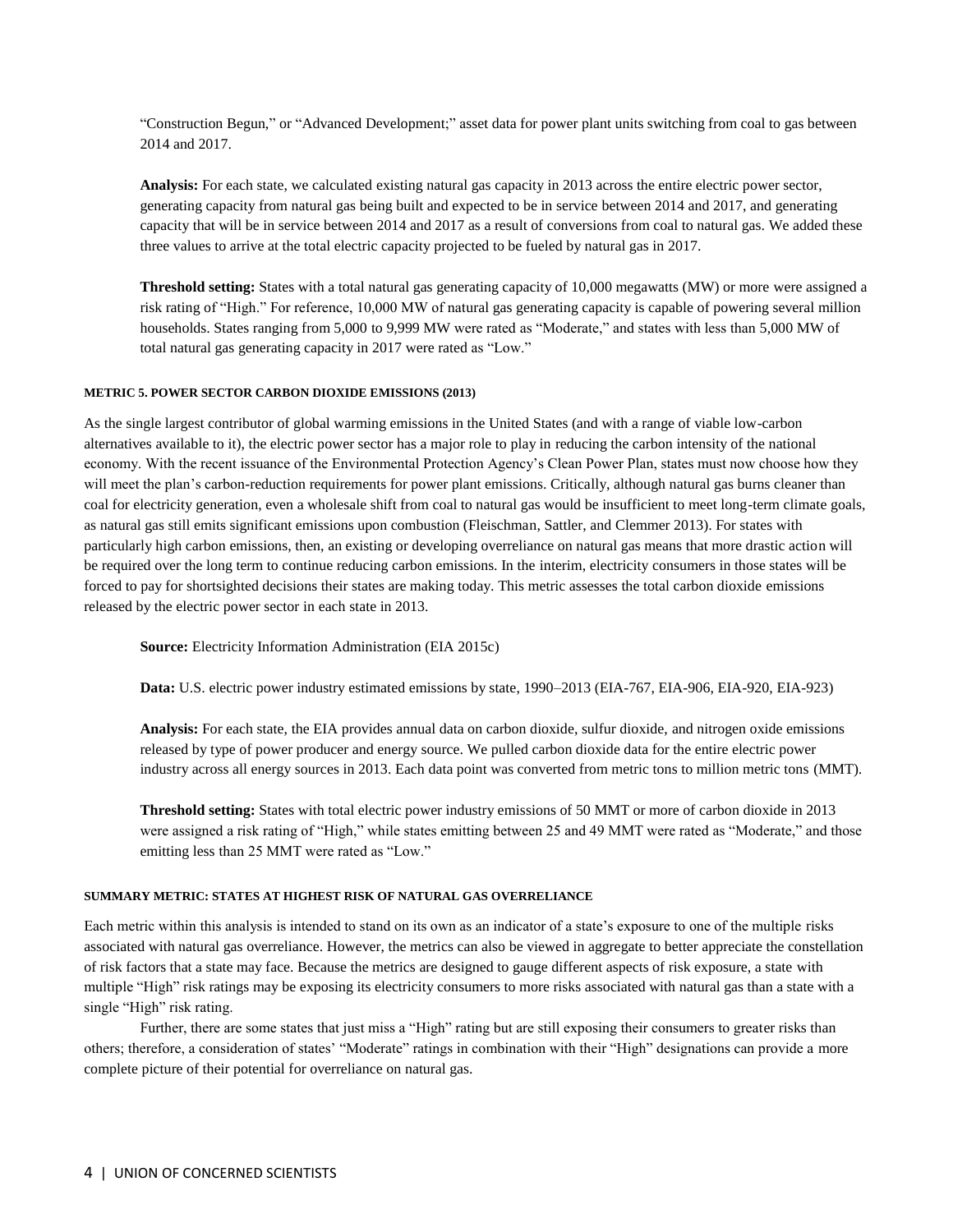"Construction Begun," or "Advanced Development;" asset data for power plant units switching from coal to gas between 2014 and 2017.

**Analysis:** For each state, we calculated existing natural gas capacity in 2013 across the entire electric power sector, generating capacity from natural gas being built and expected to be in service between 2014 and 2017, and generating capacity that will be in service between 2014 and 2017 as a result of conversions from coal to natural gas. We added these three values to arrive at the total electric capacity projected to be fueled by natural gas in 2017.

**Threshold setting:** States with a total natural gas generating capacity of 10,000 megawatts (MW) or more were assigned a risk rating of "High." For reference, 10,000 MW of natural gas generating capacity is capable of powering several million households. States ranging from 5,000 to 9,999 MW were rated as "Moderate," and states with less than 5,000 MW of total natural gas generating capacity in 2017 were rated as "Low."

#### METRIC 5. POWER SECTOR CARBON DIOXIDE EMISSIONS (2013)

As the single largest contributor of global warming emissions in the United States (and with a range of viable low-carbon alternatives available to it), the electric power sector has a major role to play in reducing the carbon intensity of the national economy. With the recent issuance of the Environmental Protection Agency's Clean Power Plan, states must now choose how they will meet the plan's carbon-reduction requirements for power plant emissions. Critically, although natural gas burns cleaner than coal for electricity generation, even a wholesale shift from coal to natural gas would be insufficient to meet long-term climate goals, as natural gas still emits significant emissions upon combustion (Fleischman, Sattler, and Clemmer 2013). For states with particularly high carbon emissions, then, an existing or developing overreliance on natural gas means that more drastic action will be required over the long term to continue reducing carbon emissions. In the interim, electricity consumers in those states will be forced to pay for shortsighted decisions their states are making today. This metric assesses the total carbon dioxide emissions released by the electric power sector in each state in 2013.

**Source:** Electricity Information Administration (EIA 2015c)

**Data:** U.S. electric power industry estimated emissions by state, 1990–2013 (EIA-767, EIA-906, EIA-920, EIA-923)

**Analysis:** For each state, the EIA provides annual data on carbon dioxide, sulfur dioxide, and nitrogen oxide emissions released by type of power producer and energy source. We pulled carbon dioxide data for the entire electric power industry across all energy sources in 2013. Each data point was converted from metric tons to million metric tons (MMT).

**Threshold setting:** States with total electric power industry emissions of 50 MMT or more of carbon dioxide in 2013 were assigned a risk rating of "High," while states emitting between 25 and 49 MMT were rated as "Moderate," and those emitting less than 25 MMT were rated as "Low."

#### SUMMARY METRIC: STATES AT HIGHEST RISK OF NATURAL GAS OVERRELIANCE

Each metric within this analysis is intended to stand on its own as an indicator of a state's exposure to one of the multiple risks associated with natural gas overreliance. However, the metrics can also be viewed in aggregate to better appreciate the constellation of risk factors that a state may face. Because the metrics are designed to gauge different aspects of risk exposure, a state with multiple "High" risk ratings may be exposing its electricity consumers to more risks associated with natural gas than a state with a single "High" risk rating.

Further, there are some states that just miss a "High" rating but are still exposing their consumers to greater risks than others; therefore, a consideration of states' "Moderate" ratings in combination with their "High" designations can provide a more complete picture of their potential for overreliance on natural gas.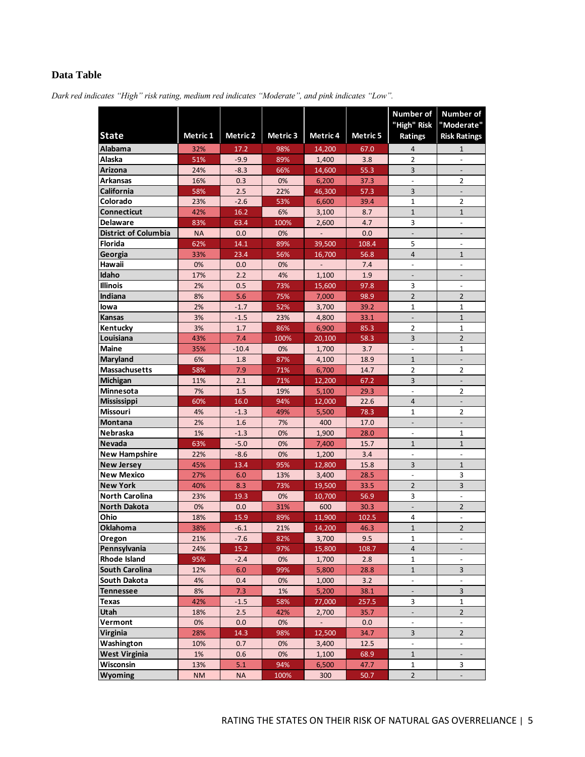### Data Table

*Dark red indicates "High" risk rating, medium red indicates "Moderate", and pink indicates "Low".*

| State | Metric 1 | Metric 2 | Metric 3 | Metric 4 | Metric 5 | Number of "High" Risk Ratings | Number of "Moderate" Risk Ratings |
|---|---|---|---|---|---|---|---|
| Alabama | 32% | 17.2 | 98% | 14,200 | 67.0 | 4 | 1 |
| Alaska | 51% | -9.9 | 89% | 1,400 | 3.8 | 2 | - |
| Arizona | 24% | -8.3 | 66% | 14,600 | 55.3 | 3 | - |
| Arkansas | 16% | 0.3 | 0% | 6,200 | 37.3 | - | 2 |
| California | 58% | 2.5 | 22% | 46,300 | 57.3 | 3 | - |
| Colorado | 23% | -2.6 | 53% | 6,600 | 39.4 | 1 | 2 |
| Connecticut | 42% | 16.2 | 6% | 3,100 | 8.7 | 1 | 1 |
| Delaware | 83% | 63.4 | 100% | 2,600 | 4.7 | 3 | - |
| District of Columbia | NA | 0.0 | 0% | - | 0.0 | - | - |
| Florida | 62% | 14.1 | 89% | 39,500 | 108.4 | 5 | - |
| Georgia | 33% | 23.4 | 56% | 16,700 | 56.8 | 4 | 1 |
| Hawaii | 0% | 0.0 | 0% | - | 7.4 | - | - |
| Idaho | 17% | 2.2 | 4% | 1,100 | 1.9 | - | - |
| Illinois | 2% | 0.5 | 73% | 15,600 | 97.8 | 3 | - |
| Indiana | 8% | 5.6 | 75% | 7,000 | 98.9 | 2 | 2 |
| Iowa | 2% | -1.7 | 52% | 3,700 | 39.2 | 1 | 1 |
| Kansas | 3% | -1.5 | 23% | 4,800 | 33.1 | - | 1 |
| Kentucky | 3% | 1.7 | 86% | 6,900 | 85.3 | 2 | 1 |
| Louisiana | 43% | 7.4 | 100% | 20,100 | 58.3 | 3 | 2 |
| Maine | 35% | -10.4 | 0% | 1,700 | 3.7 | - | 1 |
| Maryland | 6% | 1.8 | 87% | 4,100 | 18.9 | 1 | - |
| Massachusetts | 58% | 7.9 | 71% | 6,700 | 14.7 | 2 | 2 |
| Michigan | 11% | 2.1 | 71% | 12,200 | 67.2 | 3 | - |
| Minnesota | 7% | 1.5 | 19% | 5,100 | 29.3 | - | 2 |
| Mississippi | 60% | 16.0 | 94% | 12,000 | 22.6 | 4 | - |
| Missouri | 4% | -1.3 | 49% | 5,500 | 78.3 | 1 | 2 |
| Montana | 2% | 1.6 | 7% | 400 | 17.0 | - | - |
| Nebraska | 1% | -1.3 | 0% | 1,900 | 28.0 | - | 1 |
| Nevada | 63% | -5.0 | 0% | 7,400 | 15.7 | 1 | 1 |
| New Hampshire | 22% | -8.6 | 0% | 1,200 | 3.4 | - | - |
| New Jersey | 45% | 13.4 | 95% | 12,800 | 15.8 | 3 | 1 |
| New Mexico | 27% | 6.0 | 13% | 3,400 | 28.5 | - | 3 |
| New York | 40% | 8.3 | 73% | 19,500 | 33.5 | 2 | 3 |
| North Carolina | 23% | 19.3 | 0% | 10,700 | 56.9 | 3 | - |
| North Dakota | 0% | 0.0 | 31% | 600 | 30.3 | - | 2 |
| Ohio | 18% | 15.9 | 89% | 11,900 | 102.5 | 4 | - |
| Oklahoma | 38% | -6.1 | 21% | 14,200 | 46.3 | 1 | 2 |
| Oregon | 21% | -7.6 | 82% | 3,700 | 9.5 | 1 | - |
| Pennsylvania | 24% | 15.2 | 97% | 15,800 | 108.7 | 4 | - |
| Rhode Island | 95% | -2.4 | 0% | 1,700 | 2.8 | 1 | - |
| South Carolina | 12% | 6.0 | 99% | 5,800 | 28.8 | 1 | 3 |
| South Dakota | 4% | 0.4 | 0% | 1,000 | 3.2 | - | - |
| Tennessee | 8% | 7.3 | 1% | 5,200 | 38.1 | - | 3 |
| Texas | 42% | -1.5 | 58% | 77,000 | 257.5 | 3 | 1 |
| Utah | 18% | 2.5 | 42% | 2,700 | 35.7 | - | 2 |
| Vermont | 0% | 0.0 | 0% | - | 0.0 | - | - |
| Virginia | 28% | 14.3 | 98% | 12,500 | 34.7 | 3 | 2 |
| Washington | 10% | 0.7 | 0% | 3,400 | 12.5 | - | - |
| West Virginia | 1% | 0.6 | 0% | 1,100 | 68.9 | 1 | - |
| Wisconsin | 13% | 5.1 | 94% | 6,500 | 47.7 | 1 | 3 |
| Wyoming | NM | NA | 100% | 300 | 50.7 | 2 | - |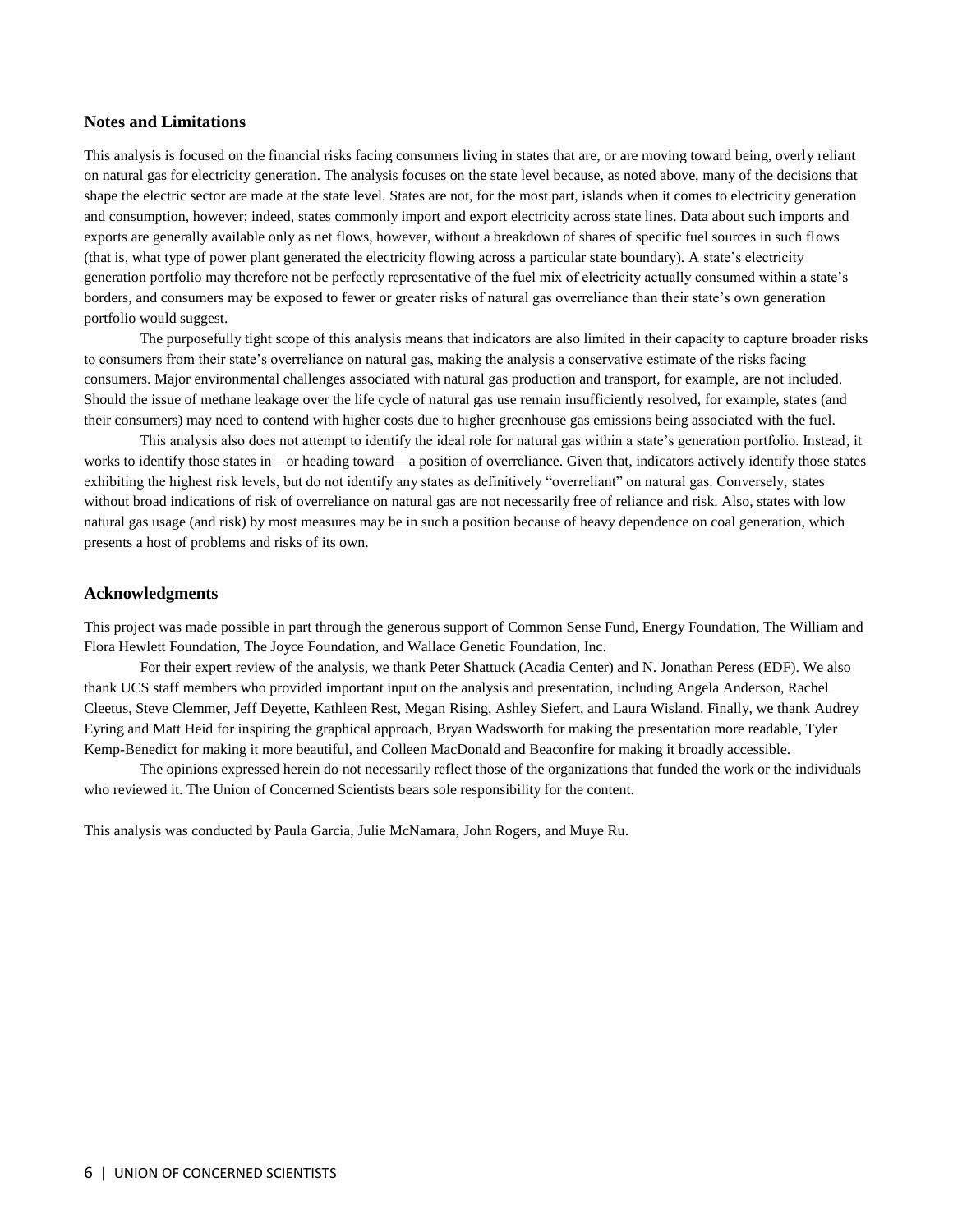## Notes and Limitations

This analysis is focused on the financial risks facing consumers living in states that are, or are moving toward being, overly reliant on natural gas for electricity generation. The analysis focuses on the state level because, as noted above, many of the decisions that shape the electric sector are made at the state level. States are not, for the most part, islands when it comes to electricity generation and consumption, however; indeed, states commonly import and export electricity across state lines. Data about such imports and exports are generally available only as net flows, however, without a breakdown of shares of specific fuel sources in such flows (that is, what type of power plant generated the electricity flowing across a particular state boundary). A state's electricity generation portfolio may therefore not be perfectly representative of the fuel mix of electricity actually consumed within a state's borders, and consumers may be exposed to fewer or greater risks of natural gas overreliance than their state's own generation portfolio would suggest.

The purposefully tight scope of this analysis means that indicators are also limited in their capacity to capture broader risks to consumers from their state's overreliance on natural gas, making the analysis a conservative estimate of the risks facing consumers. Major environmental challenges associated with natural gas production and transport, for example, are not included. Should the issue of methane leakage over the life cycle of natural gas use remain insufficiently resolved, for example, states (and their consumers) may need to contend with higher costs due to higher greenhouse gas emissions being associated with the fuel.

This analysis also does not attempt to identify the ideal role for natural gas within a state's generation portfolio. Instead, it works to identify those states in—or heading toward—a position of overreliance. Given that, indicators actively identify those states exhibiting the highest risk levels, but do not identify any states as definitively "overreliant" on natural gas. Conversely, states without broad indications of risk of overreliance on natural gas are not necessarily free of reliance and risk. Also, states with low natural gas usage (and risk) by most measures may be in such a position because of heavy dependence on coal generation, which presents a host of problems and risks of its own.

## Acknowledgments

This project was made possible in part through the generous support of Common Sense Fund, Energy Foundation, The William and Flora Hewlett Foundation, The Joyce Foundation, and Wallace Genetic Foundation, Inc.

For their expert review of the analysis, we thank Peter Shattuck (Acadia Center) and N. Jonathan Peress (EDF). We also thank UCS staff members who provided important input on the analysis and presentation, including Angela Anderson, Rachel Cleetus, Steve Clemmer, Jeff Deyette, Kathleen Rest, Megan Rising, Ashley Siefert, and Laura Wisland. Finally, we thank Audrey Eyring and Matt Heid for inspiring the graphical approach, Bryan Wadsworth for making the presentation more readable, Tyler Kemp-Benedict for making it more beautiful, and Colleen MacDonald and Beaconfire for making it broadly accessible.

The opinions expressed herein do not necessarily reflect those of the organizations that funded the work or the individuals who reviewed it. The Union of Concerned Scientists bears sole responsibility for the content.

This analysis was conducted by Paula Garcia, Julie McNamara, John Rogers, and Muye Ru.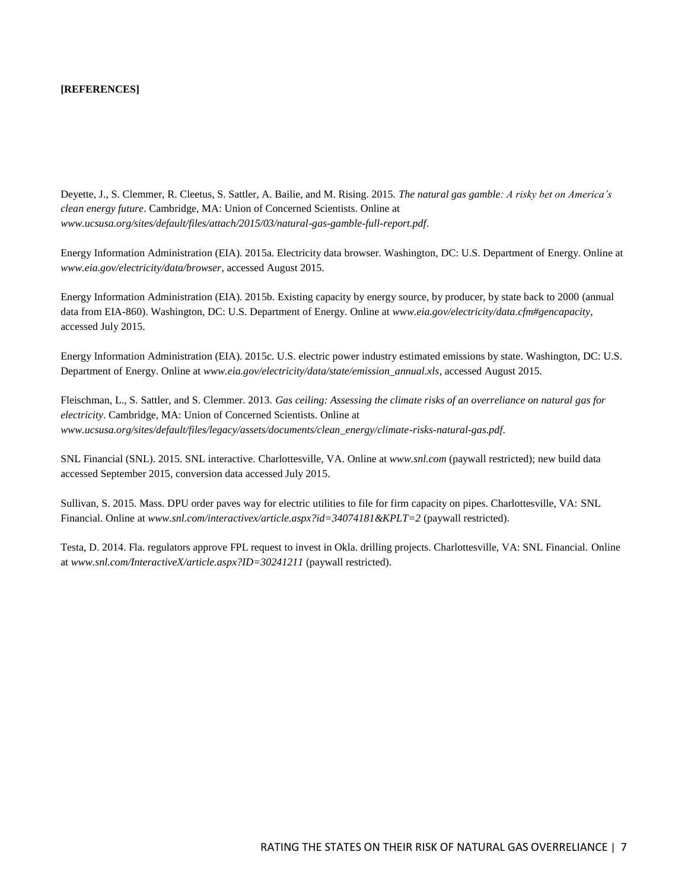**[REFERENCES]**

Deyette, J., S. Clemmer, R. Cleetus, S. Sattler, A. Bailie, and M. Rising. 2015. *The natural gas gamble: A risky bet on America's clean energy future*. Cambridge, MA: Union of Concerned Scientists. Online at *www.ucsusa.org/sites/default/files/attach/2015/03/natural-gas-gamble-full-report.pdf*.

Energy Information Administration (EIA). 2015a. Electricity data browser. Washington, DC: U.S. Department of Energy. Online at *www.eia.gov/electricity/data/browser*, accessed August 2015.

Energy Information Administration (EIA). 2015b. Existing capacity by energy source, by producer, by state back to 2000 (annual data from EIA-860). Washington, DC: U.S. Department of Energy. Online at *www.eia.gov/electricity/data.cfm#gencapacity*, accessed July 2015.

Energy Information Administration (EIA). 2015c. U.S. electric power industry estimated emissions by state. Washington, DC: U.S. Department of Energy. Online at *www.eia.gov/electricity/data/state/emission_annual.xls*, accessed August 2015.

Fleischman, L., S. Sattler, and S. Clemmer. 2013. *Gas ceiling: Assessing the climate risks of an overreliance on natural gas for electricity*. Cambridge, MA: Union of Concerned Scientists. Online at *www.ucsusa.org/sites/default/files/legacy/assets/documents/clean_energy/climate-risks-natural-gas.pdf*.

SNL Financial (SNL). 2015. SNL interactive. Charlottesville, VA. Online at *www.snl.com* (paywall restricted); new build data accessed September 2015, conversion data accessed July 2015.

Sullivan, S. 2015. Mass. DPU order paves way for electric utilities to file for firm capacity on pipes. Charlottesville, VA: SNL Financial. Online at *www.snl.com/interactivex/article.aspx?id=34074181&KPLT=2* (paywall restricted).

Testa, D. 2014. Fla. regulators approve FPL request to invest in Okla. drilling projects. Charlottesville, VA: SNL Financial. Online at *www.snl.com/InteractiveX/article.aspx?ID=30241211* (paywall restricted).